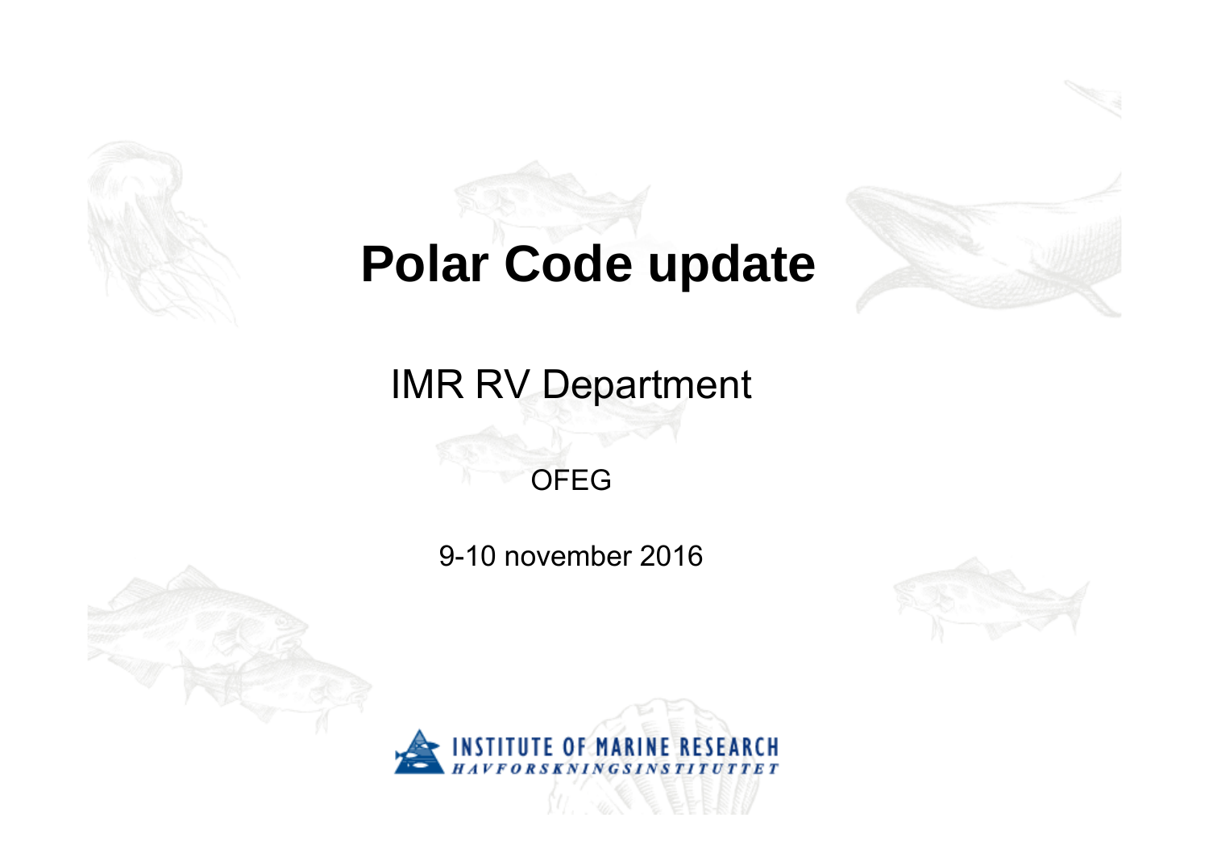# Polar Code update

IMR RV Department

OFEG

9-10 november 2016

INSTITUTE OF MARINE RESEARCH
*HAVFORSKNINGSINSTITUTTET*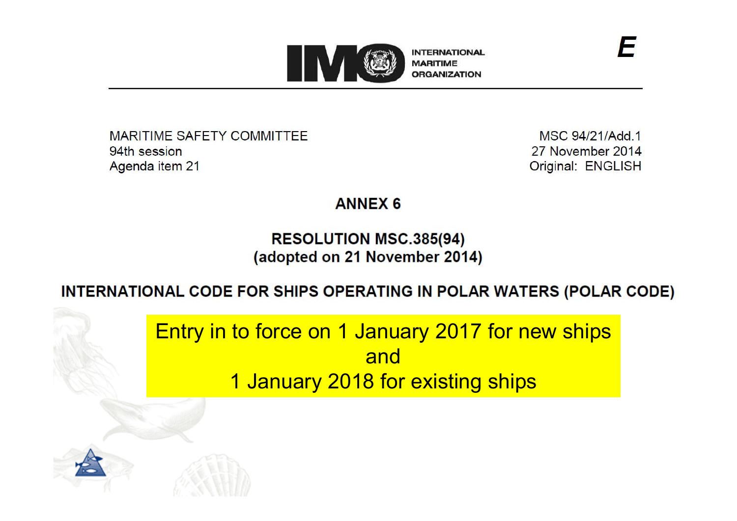INTERNATIONAL MARITIME ORGANIZATION

**E**

MARITIME SAFETY COMMITTEE
94th session
Agenda item 21

MSC 94/21/Add.1
27 November 2014
Original: ENGLISH

**ANNEX 6**

**RESOLUTION MSC.385(94)**
**(adopted on 21 November 2014)**

**INTERNATIONAL CODE FOR SHIPS OPERATING IN POLAR WATERS (POLAR CODE)**

Entry in to force on 1 January 2017 for new ships
and
1 January 2018 for existing ships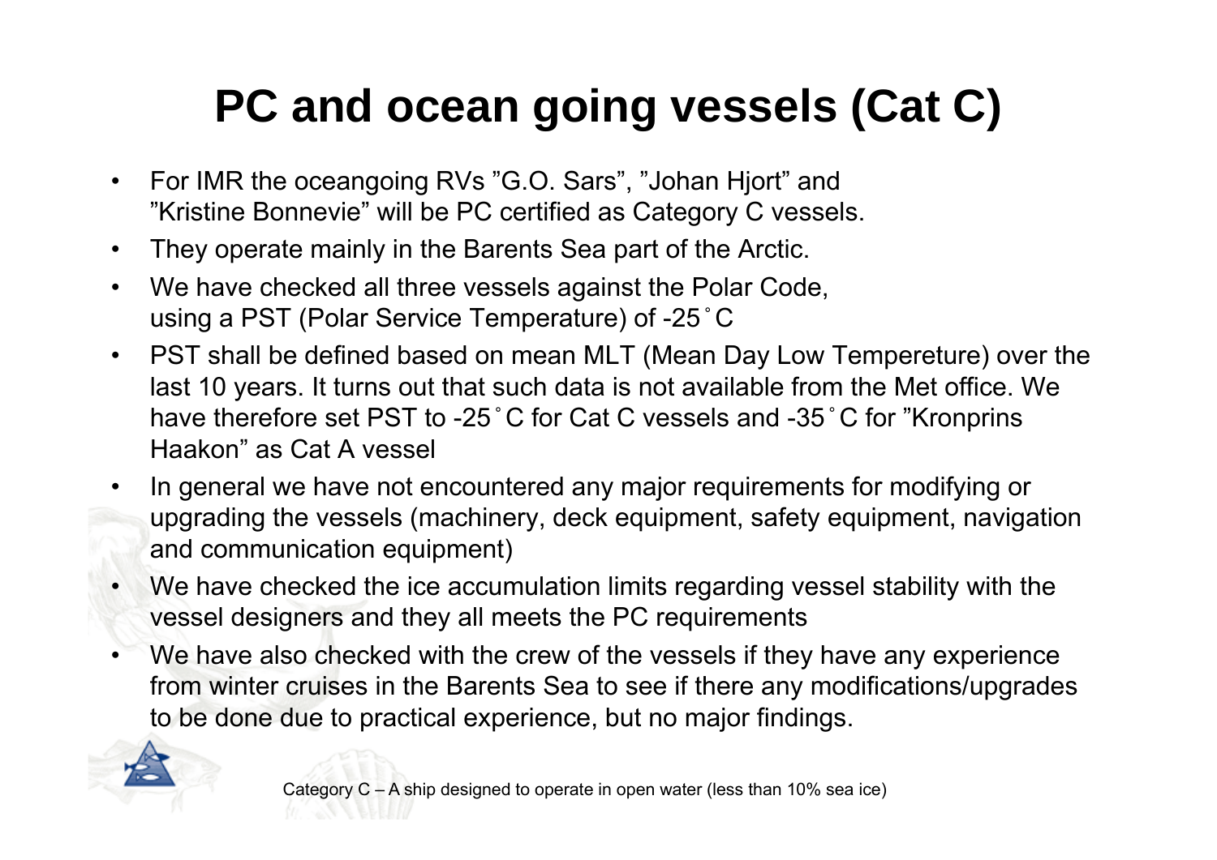# PC and ocean going vessels (Cat C)

- For IMR the oceangoing RVs ”G.O. Sars”, ”Johan Hjort” and ”Kristine Bonnevie” will be PC certified as Category C vessels.
- They operate mainly in the Barents Sea part of the Arctic.
- We have checked all three vessels against the Polar Code, using a PST (Polar Service Temperature) of -25˚C
- PST shall be defined based on mean MLT (Mean Day Low Tempereture) over the last 10 years. It turns out that such data is not available from the Met office. We have therefore set PST to -25˚C for Cat C vessels and -35˚C for ”Kronprins Haakon” as Cat A vessel
- In general we have not encountered any major requirements for modifying or upgrading the vessels (machinery, deck equipment, safety equipment, navigation and communication equipment)
- We have checked the ice accumulation limits regarding vessel stability with the vessel designers and they all meets the PC requirements
- We have also checked with the crew of the vessels if they have any experience from winter cruises in the Barents Sea to see if there any modifications/upgrades to be done due to practical experience, but no major findings.

Category C – A ship designed to operate in open water (less than 10% sea ice)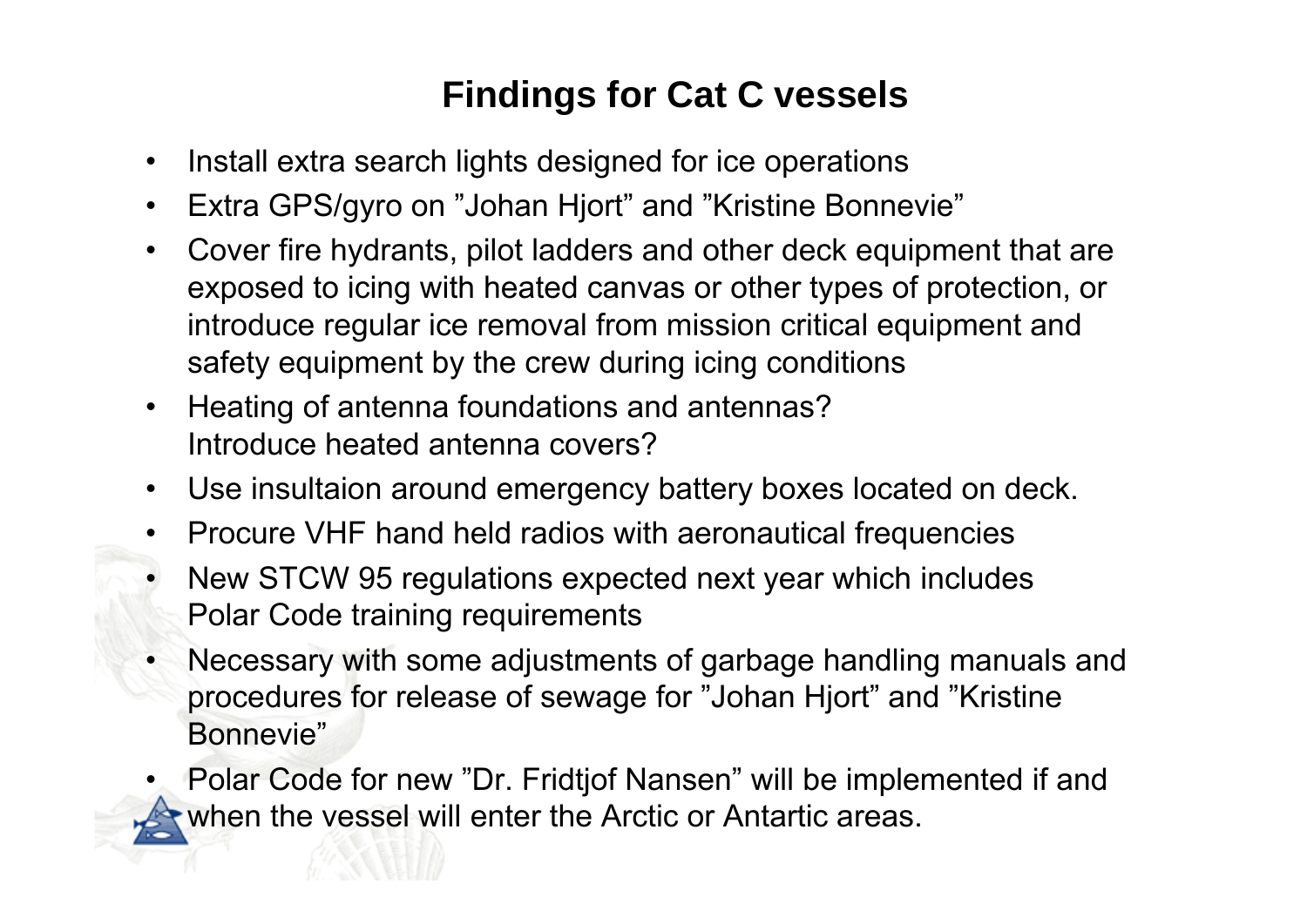# Findings for Cat C vessels

- Install extra search lights designed for ice operations
- Extra GPS/gyro on ”Johan Hjort” and ”Kristine Bonnevie”
- Cover fire hydrants, pilot ladders and other deck equipment that are exposed to icing with heated canvas or other types of protection, or introduce regular ice removal from mission critical equipment and safety equipment by the crew during icing conditions
- Heating of antenna foundations and antennas? Introduce heated antenna covers?
- Use insultaion around emergency battery boxes located on deck.
- Procure VHF hand held radios with aeronautical frequencies
- New STCW 95 regulations expected next year which includes Polar Code training requirements
- Necessary with some adjustments of garbage handling manuals and procedures for release of sewage for ”Johan Hjort” and ”Kristine Bonnevie”
- Polar Code for new ”Dr. Fridtjof Nansen” will be implemented if and when the vessel will enter the Arctic or Antartic areas.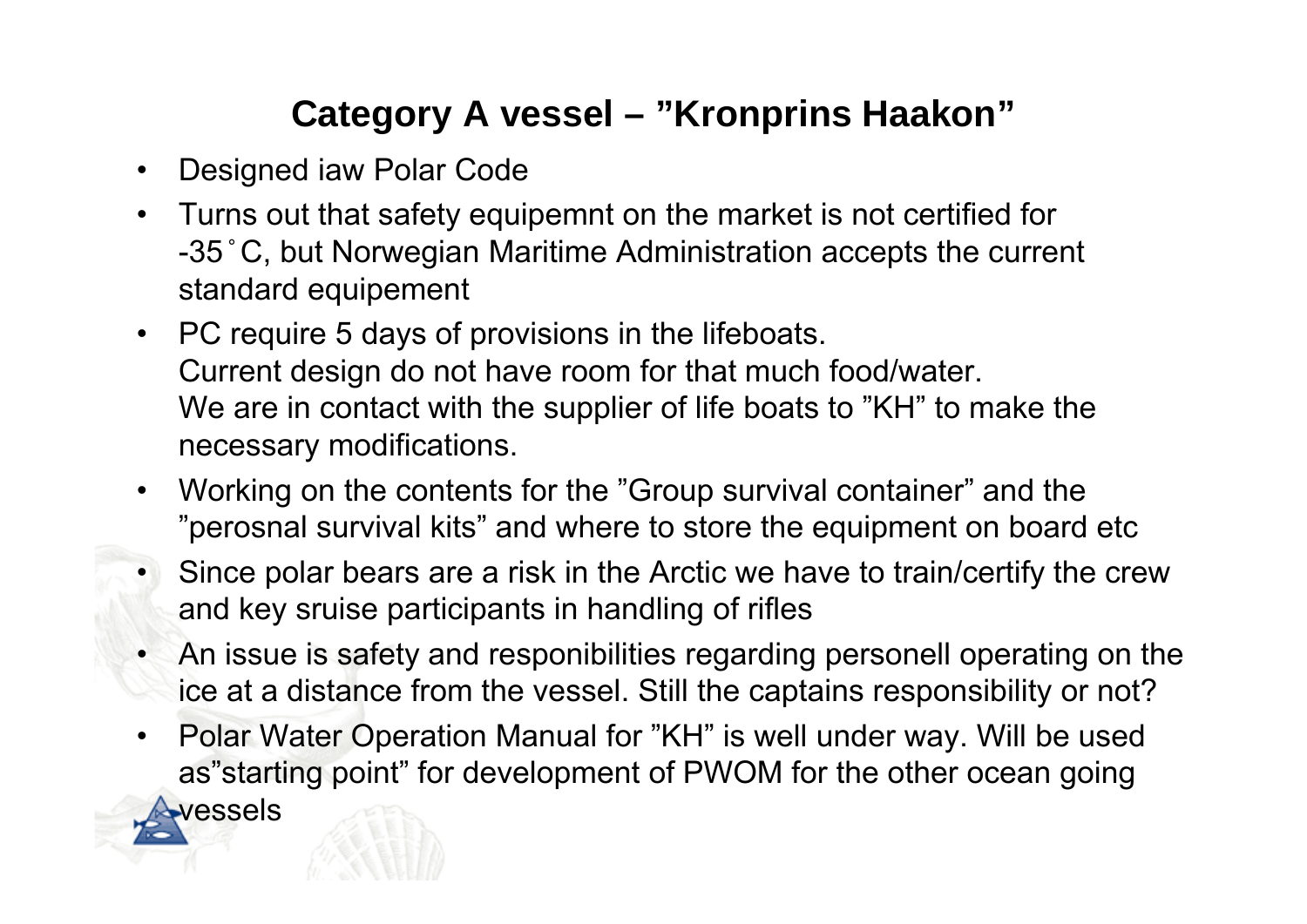## Category A vessel – ”Kronprins Haakon”

- Designed iaw Polar Code
- Turns out that safety equipemnt on the market is not certified for -35˚C, but Norwegian Maritime Administration accepts the current standard equipement
- PC require 5 days of provisions in the lifeboats.
  Current design do not have room for that much food/water.
  We are in contact with the supplier of life boats to ”KH” to make the necessary modifications.
- Working on the contents for the ”Group survival container” and the ”perosnal survival kits” and where to store the equipment on board etc
- Since polar bears are a risk in the Arctic we have to train/certify the crew and key sruise participants in handling of rifles
- An issue is safety and responibilities regarding personell operating on the ice at a distance from the vessel. Still the captains responsibility or not?
- Polar Water Operation Manual for ”KH” is well under way. Will be used as”starting point” for development of PWOM for the other ocean going vessels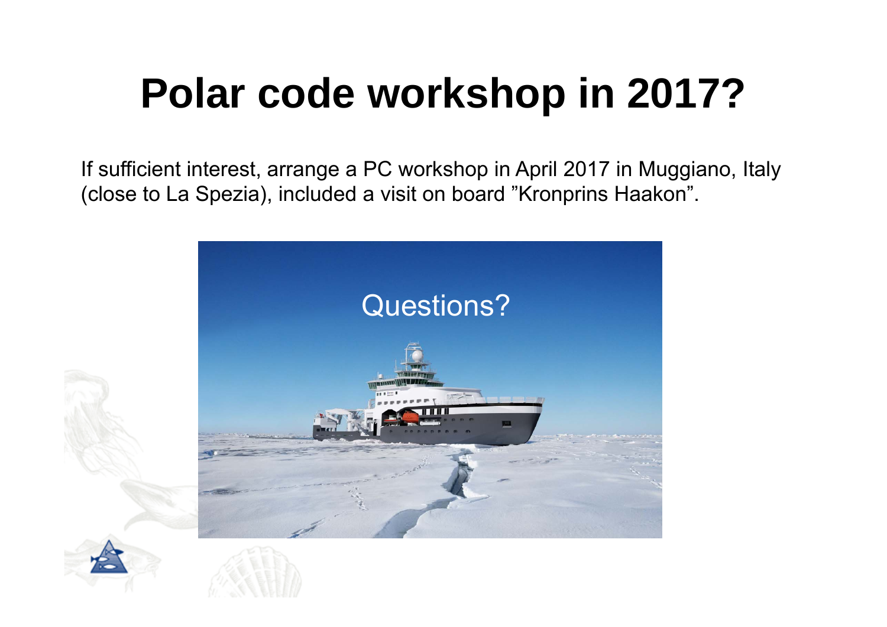# Polar code workshop in 2017?

If sufficient interest, arrange a PC workshop in April 2017 in Muggiano, Italy (close to La Spezia), included a visit on board ”Kronprins Haakon”.

Questions?